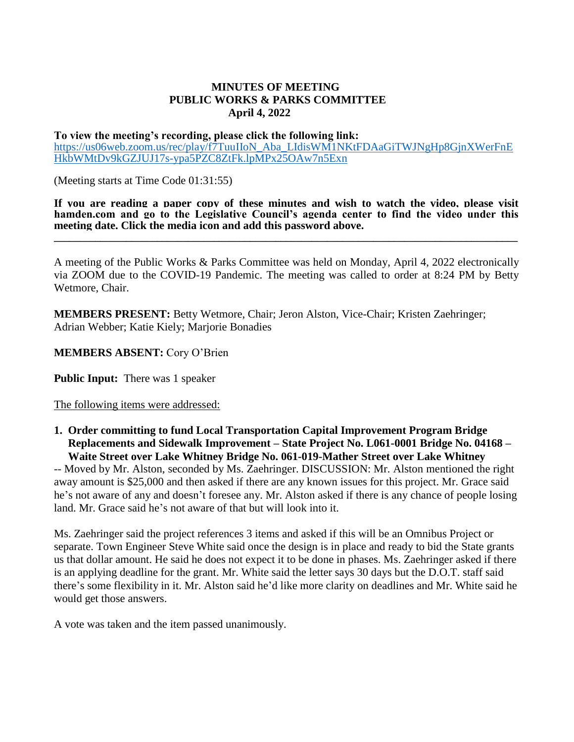# MINUTES OF MEETING
## PUBLIC WORKS & PARKS COMMITTEE
### April 4, 2022

**To view the meeting's recording, please click the following link:**
https://us06web.zoom.us/rec/play/f7TuuIIoN_Aba_LIdisWM1NKtFDAaGiTWJNgHp8GjnXWerFnEHkbWMtDv9kGZJUJ17s-ypa5PZC8ZtFk.lpMPx25OAw7n5Exn

(Meeting starts at Time Code 01:31:55)

**If you are reading a paper copy of these minutes and wish to watch the video, please visit hamden.com and go to the Legislative Council's agenda center to find the video under this meeting date. Click the media icon and add this password above.**

---

A meeting of the Public Works & Parks Committee was held on Monday, April 4, 2022 electronically via ZOOM due to the COVID-19 Pandemic. The meeting was called to order at 8:24 PM by Betty Wetmore, Chair.

**MEMBERS PRESENT:** Betty Wetmore, Chair; Jeron Alston, Vice-Chair; Kristen Zaehringer; Adrian Webber; Katie Kiely; Marjorie Bonadies

**MEMBERS ABSENT:** Cory O'Brien

**Public Input:** There was 1 speaker

The following items were addressed:

1. **Order committing to fund Local Transportation Capital Improvement Program Bridge Replacements and Sidewalk Improvement – State Project No. L061-0001 Bridge No. 04168 – Waite Street over Lake Whitney Bridge No. 061-019-Mather Street over Lake Whitney**

-- Moved by Mr. Alston, seconded by Ms. Zaehringer. DISCUSSION: Mr. Alston mentioned the right away amount is $25,000 and then asked if there are any known issues for this project. Mr. Grace said he's not aware of any and doesn't foresee any. Mr. Alston asked if there is any chance of people losing land. Mr. Grace said he's not aware of that but will look into it.

Ms. Zaehringer said the project references 3 items and asked if this will be an Omnibus Project or separate. Town Engineer Steve White said once the design is in place and ready to bid the State grants us that dollar amount. He said he does not expect it to be done in phases. Ms. Zaehringer asked if there is an applying deadline for the grant. Mr. White said the letter says 30 days but the D.O.T. staff said there's some flexibility in it. Mr. Alston said he'd like more clarity on deadlines and Mr. White said he would get those answers.

A vote was taken and the item passed unanimously.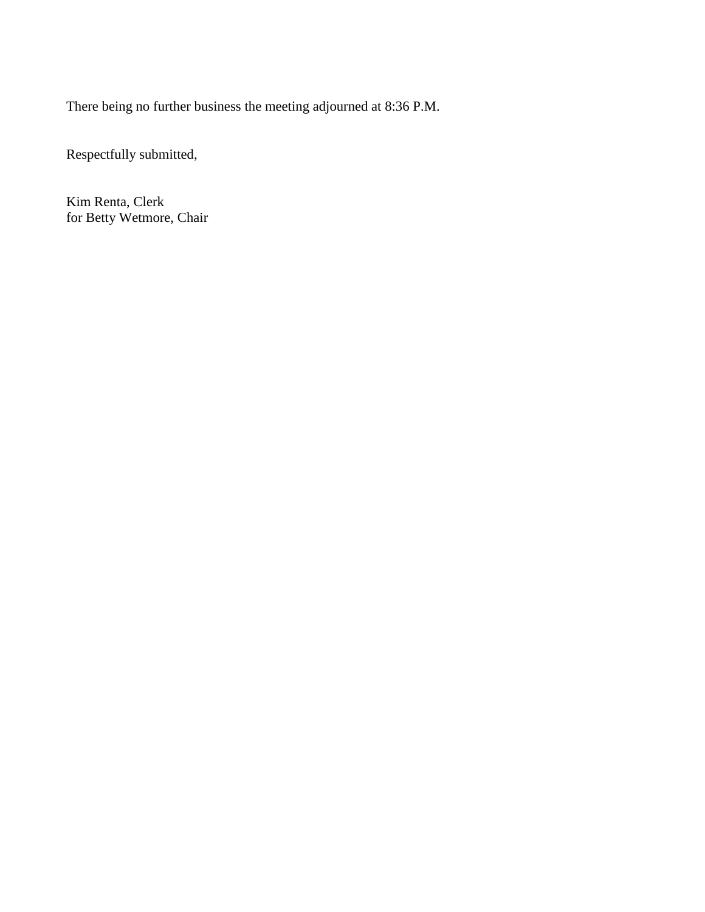There being no further business the meeting adjourned at 8:36 P.M.

Respectfully submitted,

Kim Renta, Clerk
for Betty Wetmore, Chair